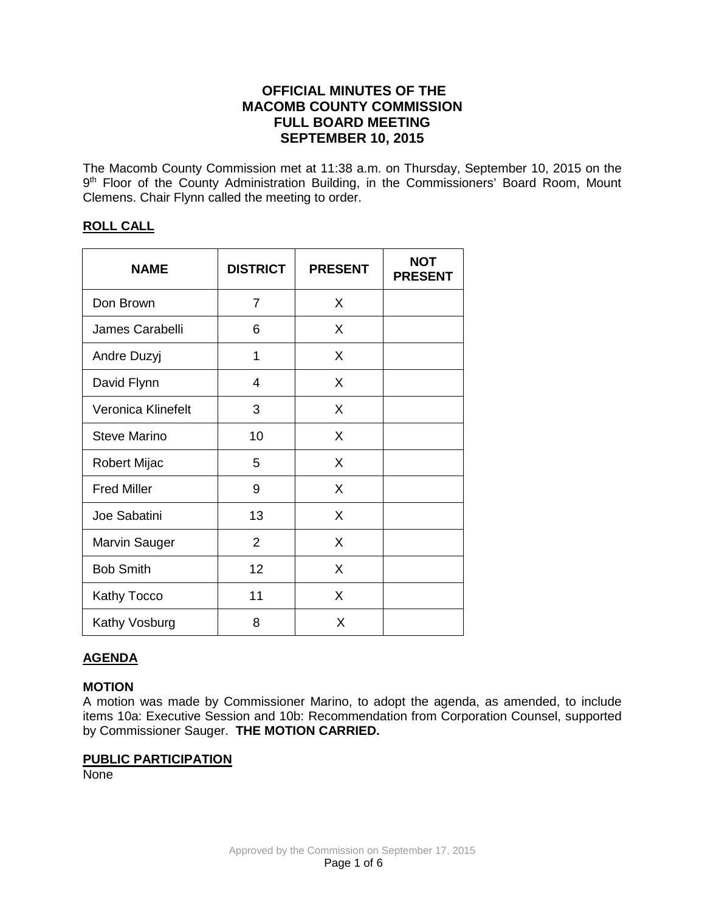# OFFICIAL MINUTES OF THE MACOMB COUNTY COMMISSION FULL BOARD MEETING SEPTEMBER 10, 2015

The Macomb County Commission met at 11:38 a.m. on Thursday, September 10, 2015 on the 9th Floor of the County Administration Building, in the Commissioners' Board Room, Mount Clemens. Chair Flynn called the meeting to order.

## ROLL CALL

| NAME | DISTRICT | PRESENT | NOT PRESENT |
|---|---|---|---|
| Don Brown | 7 | X | |
| James Carabelli | 6 | X | |
| Andre Duzyj | 1 | X | |
| David Flynn | 4 | X | |
| Veronica Klinefelt | 3 | X | |
| Steve Marino | 10 | X | |
| Robert Mijac | 5 | X | |
| Fred Miller | 9 | X | |
| Joe Sabatini | 13 | X | |
| Marvin Sauger | 2 | X | |
| Bob Smith | 12 | X | |
| Kathy Tocco | 11 | X | |
| Kathy Vosburg | 8 | X | |

## AGENDA

**MOTION**

A motion was made by Commissioner Marino, to adopt the agenda, as amended, to include items 10a: Executive Session and 10b: Recommendation from Corporation Counsel, supported by Commissioner Sauger. **THE MOTION CARRIED.**

## PUBLIC PARTICIPATION

None

Approved by the Commission on September 17, 2015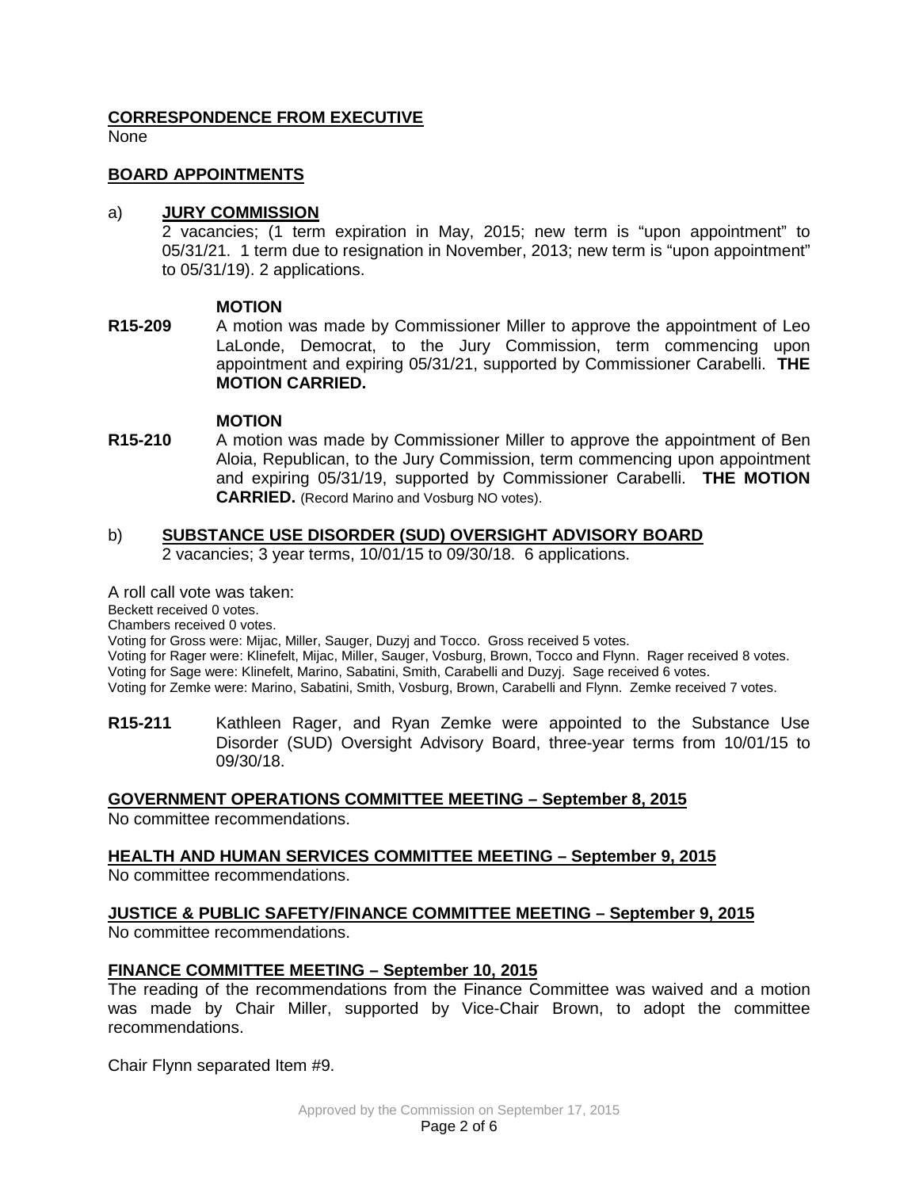## CORRESPONDENCE FROM EXECUTIVE

None

## BOARD APPOINTMENTS

a) **JURY COMMISSION**

2 vacancies; (1 term expiration in May, 2015; new term is "upon appointment" to 05/31/21. 1 term due to resignation in November, 2013; new term is "upon appointment" to 05/31/19). 2 applications.

**MOTION**

**R15-209** A motion was made by Commissioner Miller to approve the appointment of Leo LaLonde, Democrat, to the Jury Commission, term commencing upon appointment and expiring 05/31/21, supported by Commissioner Carabelli. **THE MOTION CARRIED.**

**MOTION**

**R15-210** A motion was made by Commissioner Miller to approve the appointment of Ben Aloia, Republican, to the Jury Commission, term commencing upon appointment and expiring 05/31/19, supported by Commissioner Carabelli. **THE MOTION CARRIED.** (Record Marino and Vosburg NO votes).

b) **SUBSTANCE USE DISORDER (SUD) OVERSIGHT ADVISORY BOARD**

2 vacancies; 3 year terms, 10/01/15 to 09/30/18. 6 applications.

A roll call vote was taken:

Beckett received 0 votes.
Chambers received 0 votes.
Voting for Gross were: Mijac, Miller, Sauger, Duzyj and Tocco. Gross received 5 votes.
Voting for Rager were: Klinefelt, Mijac, Miller, Sauger, Vosburg, Brown, Tocco and Flynn. Rager received 8 votes.
Voting for Sage were: Klinefelt, Marino, Sabatini, Smith, Carabelli and Duzyj. Sage received 6 votes.
Voting for Zemke were: Marino, Sabatini, Smith, Vosburg, Brown, Carabelli and Flynn. Zemke received 7 votes.

**R15-211** Kathleen Rager, and Ryan Zemke were appointed to the Substance Use Disorder (SUD) Oversight Advisory Board, three-year terms from 10/01/15 to 09/30/18.

## GOVERNMENT OPERATIONS COMMITTEE MEETING – September 8, 2015

No committee recommendations.

## HEALTH AND HUMAN SERVICES COMMITTEE MEETING – September 9, 2015

No committee recommendations.

## JUSTICE & PUBLIC SAFETY/FINANCE COMMITTEE MEETING – September 9, 2015

No committee recommendations.

## FINANCE COMMITTEE MEETING – September 10, 2015

The reading of the recommendations from the Finance Committee was waived and a motion was made by Chair Miller, supported by Vice-Chair Brown, to adopt the committee recommendations.

Chair Flynn separated Item #9.

Approved by the Commission on September 17, 2015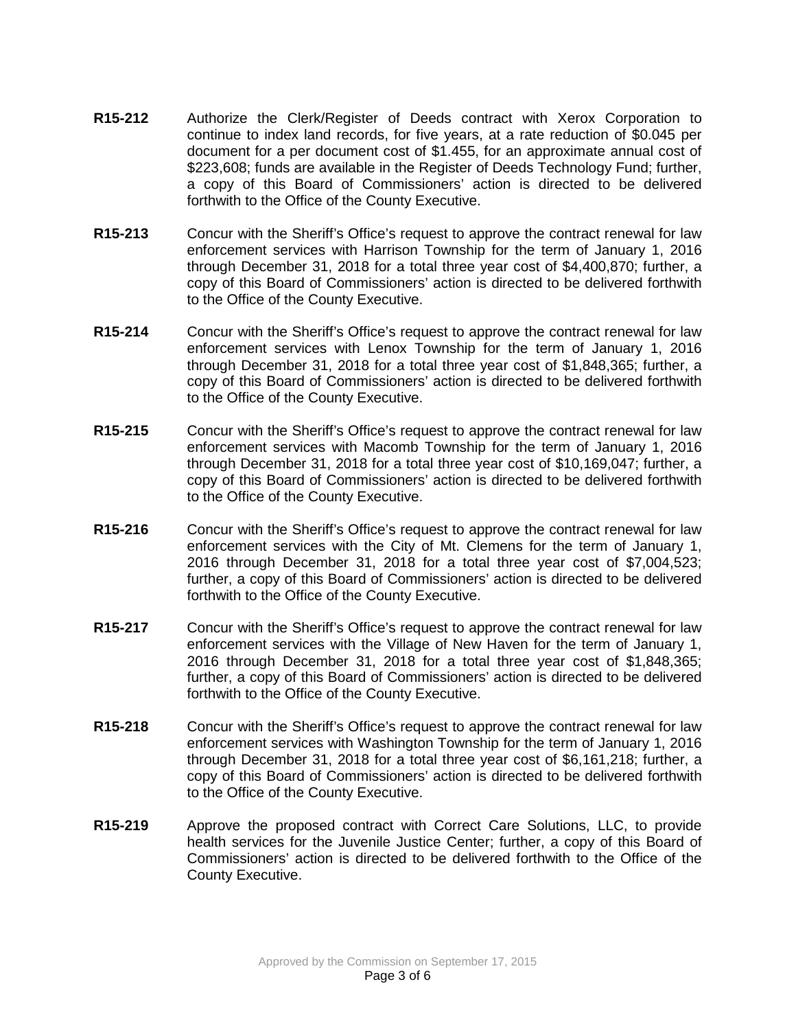**R15-212** Authorize the Clerk/Register of Deeds contract with Xerox Corporation to continue to index land records, for five years, at a rate reduction of $0.045 per document for a per document cost of $1.455, for an approximate annual cost of $223,608; funds are available in the Register of Deeds Technology Fund; further, a copy of this Board of Commissioners' action is directed to be delivered forthwith to the Office of the County Executive.

**R15-213** Concur with the Sheriff's Office's request to approve the contract renewal for law enforcement services with Harrison Township for the term of January 1, 2016 through December 31, 2018 for a total three year cost of $4,400,870; further, a copy of this Board of Commissioners' action is directed to be delivered forthwith to the Office of the County Executive.

**R15-214** Concur with the Sheriff's Office's request to approve the contract renewal for law enforcement services with Lenox Township for the term of January 1, 2016 through December 31, 2018 for a total three year cost of $1,848,365; further, a copy of this Board of Commissioners' action is directed to be delivered forthwith to the Office of the County Executive.

**R15-215** Concur with the Sheriff's Office's request to approve the contract renewal for law enforcement services with Macomb Township for the term of January 1, 2016 through December 31, 2018 for a total three year cost of $10,169,047; further, a copy of this Board of Commissioners' action is directed to be delivered forthwith to the Office of the County Executive.

**R15-216** Concur with the Sheriff's Office's request to approve the contract renewal for law enforcement services with the City of Mt. Clemens for the term of January 1, 2016 through December 31, 2018 for a total three year cost of $7,004,523; further, a copy of this Board of Commissioners' action is directed to be delivered forthwith to the Office of the County Executive.

**R15-217** Concur with the Sheriff's Office's request to approve the contract renewal for law enforcement services with the Village of New Haven for the term of January 1, 2016 through December 31, 2018 for a total three year cost of $1,848,365; further, a copy of this Board of Commissioners' action is directed to be delivered forthwith to the Office of the County Executive.

**R15-218** Concur with the Sheriff's Office's request to approve the contract renewal for law enforcement services with Washington Township for the term of January 1, 2016 through December 31, 2018 for a total three year cost of $6,161,218; further, a copy of this Board of Commissioners' action is directed to be delivered forthwith to the Office of the County Executive.

**R15-219** Approve the proposed contract with Correct Care Solutions, LLC, to provide health services for the Juvenile Justice Center; further, a copy of this Board of Commissioners' action is directed to be delivered forthwith to the Office of the County Executive.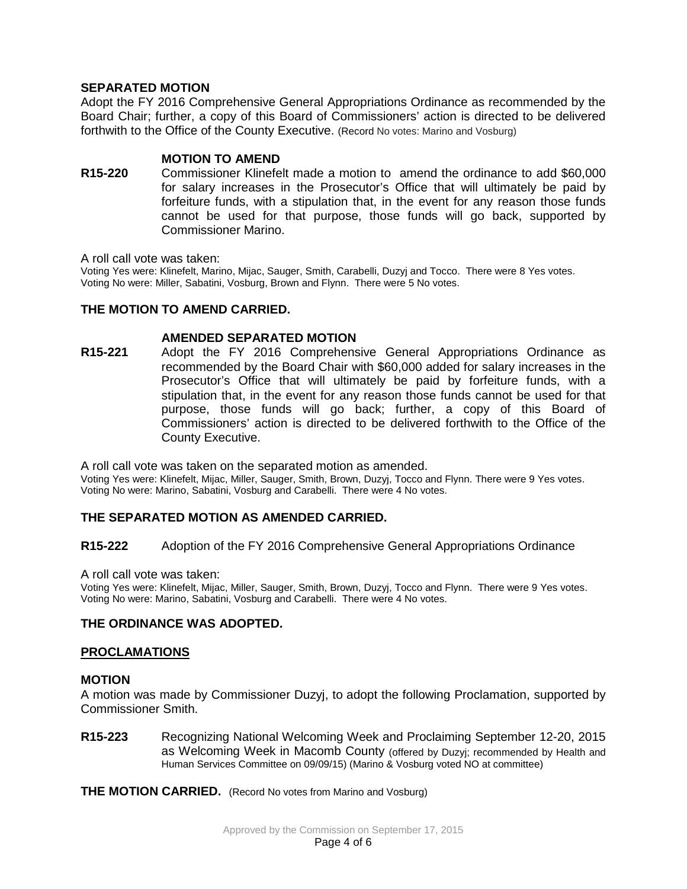**SEPARATED MOTION**

Adopt the FY 2016 Comprehensive General Appropriations Ordinance as recommended by the Board Chair; further, a copy of this Board of Commissioners' action is directed to be delivered forthwith to the Office of the County Executive. (Record No votes: Marino and Vosburg)

**MOTION TO AMEND**

**R15-220** Commissioner Klinefelt made a motion to amend the ordinance to add $60,000 for salary increases in the Prosecutor's Office that will ultimately be paid by forfeiture funds, with a stipulation that, in the event for any reason those funds cannot be used for that purpose, those funds will go back, supported by Commissioner Marino.

A roll call vote was taken:
Voting Yes were: Klinefelt, Marino, Mijac, Sauger, Smith, Carabelli, Duzyj and Tocco. There were 8 Yes votes.
Voting No were: Miller, Sabatini, Vosburg, Brown and Flynn. There were 5 No votes.

**THE MOTION TO AMEND CARRIED.**

**AMENDED SEPARATED MOTION**

**R15-221** Adopt the FY 2016 Comprehensive General Appropriations Ordinance as recommended by the Board Chair with $60,000 added for salary increases in the Prosecutor's Office that will ultimately be paid by forfeiture funds, with a stipulation that, in the event for any reason those funds cannot be used for that purpose, those funds will go back; further, a copy of this Board of Commissioners' action is directed to be delivered forthwith to the Office of the County Executive.

A roll call vote was taken on the separated motion as amended.
Voting Yes were: Klinefelt, Mijac, Miller, Sauger, Smith, Brown, Duzyj, Tocco and Flynn. There were 9 Yes votes.
Voting No were: Marino, Sabatini, Vosburg and Carabelli. There were 4 No votes.

**THE SEPARATED MOTION AS AMENDED CARRIED.**

**R15-222** Adoption of the FY 2016 Comprehensive General Appropriations Ordinance

A roll call vote was taken:
Voting Yes were: Klinefelt, Mijac, Miller, Sauger, Smith, Brown, Duzyj, Tocco and Flynn. There were 9 Yes votes.
Voting No were: Marino, Sabatini, Vosburg and Carabelli. There were 4 No votes.

**THE ORDINANCE WAS ADOPTED.**

**PROCLAMATIONS**

**MOTION**

A motion was made by Commissioner Duzyj, to adopt the following Proclamation, supported by Commissioner Smith.

**R15-223** Recognizing National Welcoming Week and Proclaiming September 12-20, 2015 as Welcoming Week in Macomb County (offered by Duzyj; recommended by Health and Human Services Committee on 09/09/15) (Marino & Vosburg voted NO at committee)

**THE MOTION CARRIED.** (Record No votes from Marino and Vosburg)

Approved by the Commission on September 17, 2015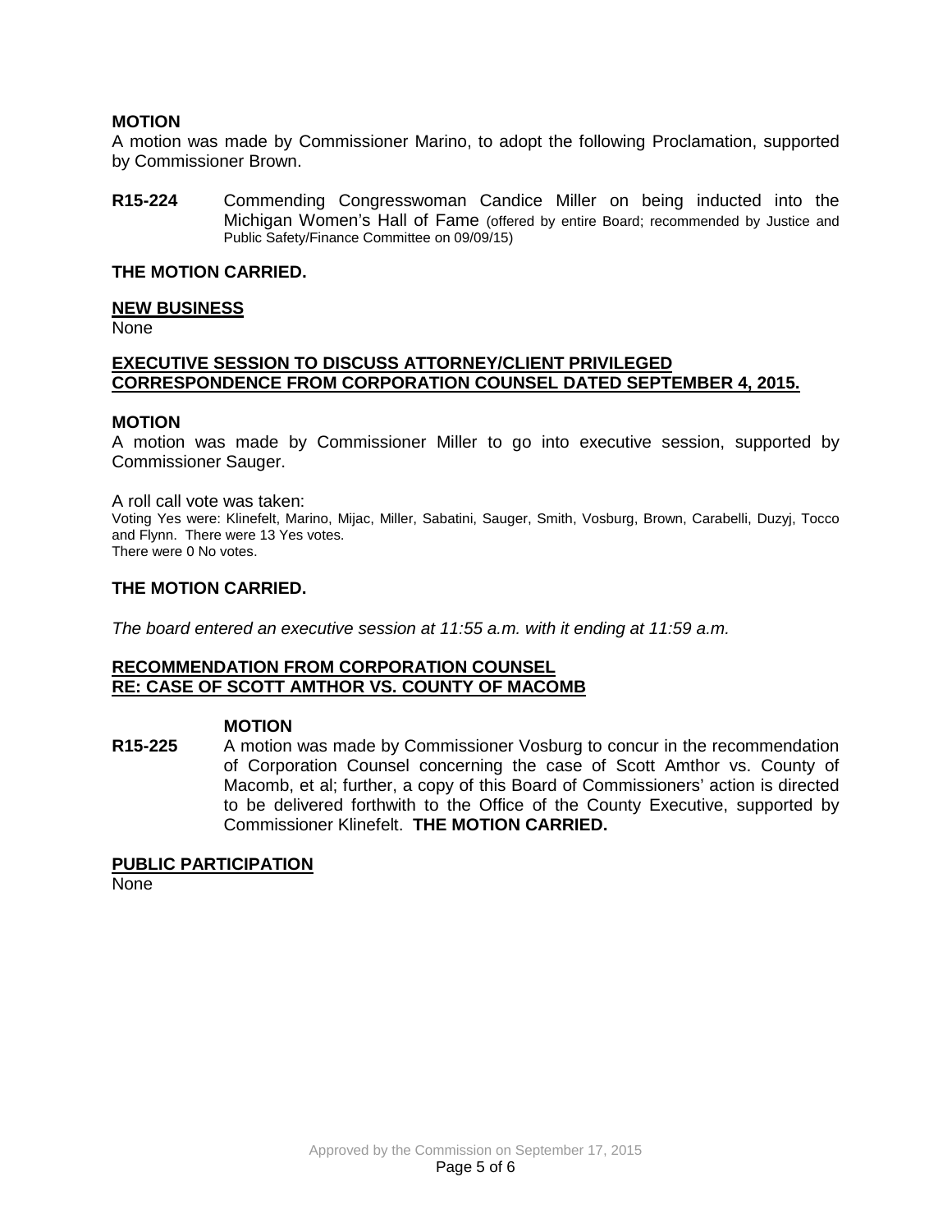**MOTION**

A motion was made by Commissioner Marino, to adopt the following Proclamation, supported by Commissioner Brown.

**R15-224** Commending Congresswoman Candice Miller on being inducted into the Michigan Women's Hall of Fame (offered by entire Board; recommended by Justice and Public Safety/Finance Committee on 09/09/15)

**THE MOTION CARRIED.**

**NEW BUSINESS**

None

**EXECUTIVE SESSION TO DISCUSS ATTORNEY/CLIENT PRIVILEGED CORRESPONDENCE FROM CORPORATION COUNSEL DATED SEPTEMBER 4, 2015.**

**MOTION**

A motion was made by Commissioner Miller to go into executive session, supported by Commissioner Sauger.

A roll call vote was taken:

Voting Yes were: Klinefelt, Marino, Mijac, Miller, Sabatini, Sauger, Smith, Vosburg, Brown, Carabelli, Duzyj, Tocco and Flynn. There were 13 Yes votes.

There were 0 No votes.

**THE MOTION CARRIED.**

*The board entered an executive session at 11:55 a.m. with it ending at 11:59 a.m.*

**RECOMMENDATION FROM CORPORATION COUNSEL RE: CASE OF SCOTT AMTHOR VS. COUNTY OF MACOMB**

**MOTION**

**R15-225** A motion was made by Commissioner Vosburg to concur in the recommendation of Corporation Counsel concerning the case of Scott Amthor vs. County of Macomb, et al; further, a copy of this Board of Commissioners' action is directed to be delivered forthwith to the Office of the County Executive, supported by Commissioner Klinefelt. **THE MOTION CARRIED.**

**PUBLIC PARTICIPATION**

None

Approved by the Commission on September 17, 2015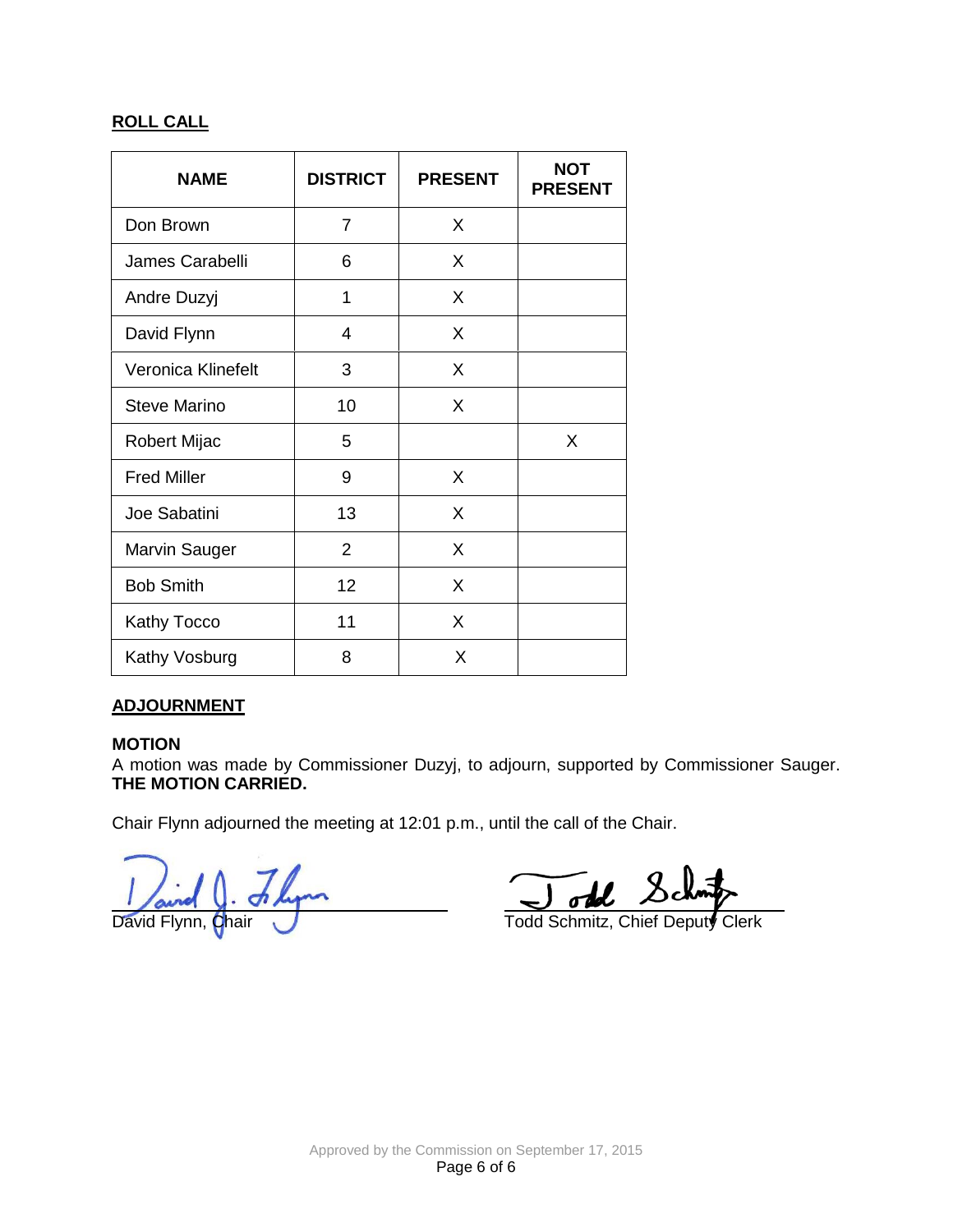**ROLL CALL**

| NAME | DISTRICT | PRESENT | NOT PRESENT |
|---|---|---|---|
| Don Brown | 7 | X | |
| James Carabelli | 6 | X | |
| Andre Duzyj | 1 | X | |
| David Flynn | 4 | X | |
| Veronica Klinefelt | 3 | X | |
| Steve Marino | 10 | X | |
| Robert Mijac | 5 | | X |
| Fred Miller | 9 | X | |
| Joe Sabatini | 13 | X | |
| Marvin Sauger | 2 | X | |
| Bob Smith | 12 | X | |
| Kathy Tocco | 11 | X | |
| Kathy Vosburg | 8 | X | |

**ADJOURNMENT**

**MOTION**
A motion was made by Commissioner Duzyj, to adjourn, supported by Commissioner Sauger. **THE MOTION CARRIED.**

Chair Flynn adjourned the meeting at 12:01 p.m., until the call of the Chair.

David Flynn, Chair

Todd Schmitz, Chief Deputy Clerk

Approved by the Commission on September 17, 2015